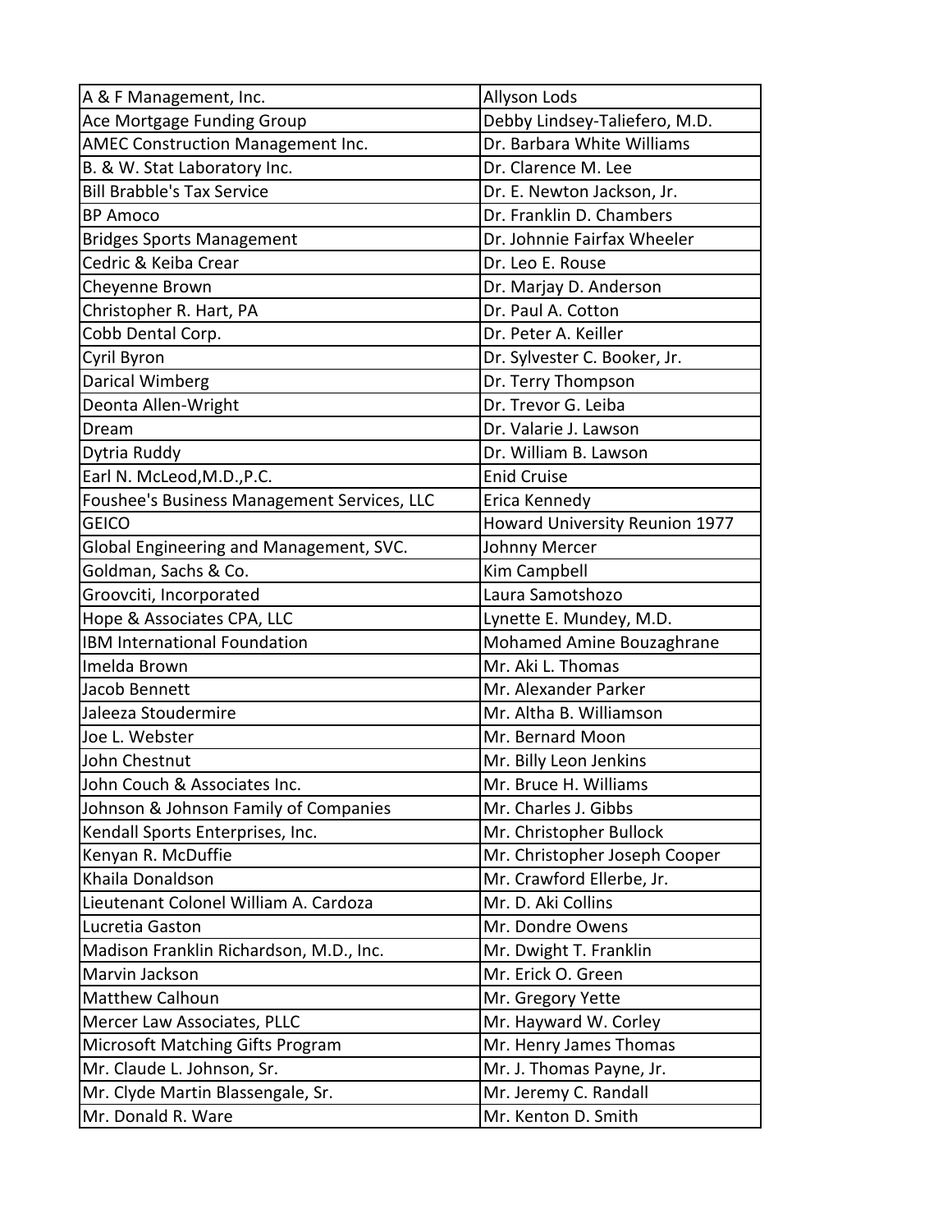| | |
|---|---|
| A & F Management, Inc. | Allyson Lods |
| Ace Mortgage Funding Group | Debby Lindsey-Taliefero, M.D. |
| AMEC Construction Management Inc. | Dr. Barbara White Williams |
| B. & W. Stat Laboratory Inc. | Dr. Clarence M. Lee |
| Bill Brabble's Tax Service | Dr. E. Newton Jackson, Jr. |
| BP Amoco | Dr. Franklin D. Chambers |
| Bridges Sports Management | Dr. Johnnie Fairfax Wheeler |
| Cedric & Keiba Crear | Dr. Leo E. Rouse |
| Cheyenne Brown | Dr. Marjay D. Anderson |
| Christopher R. Hart, PA | Dr. Paul A. Cotton |
| Cobb Dental Corp. | Dr. Peter A. Keiller |
| Cyril Byron | Dr. Sylvester C. Booker, Jr. |
| Darical Wimberg | Dr. Terry Thompson |
| Deonta Allen-Wright | Dr. Trevor G. Leiba |
| Dream | Dr. Valarie J. Lawson |
| Dytria Ruddy | Dr. William B. Lawson |
| Earl N. McLeod,M.D.,P.C. | Enid Cruise |
| Foushee's Business Management Services, LLC | Erica Kennedy |
| GEICO | Howard University Reunion 1977 |
| Global Engineering and Management, SVC. | Johnny Mercer |
| Goldman, Sachs & Co. | Kim Campbell |
| Groovciti, Incorporated | Laura Samotshozo |
| Hope & Associates CPA, LLC | Lynette E. Mundey, M.D. |
| IBM International Foundation | Mohamed Amine Bouzaghrane |
| Imelda Brown | Mr. Aki L. Thomas |
| Jacob Bennett | Mr. Alexander Parker |
| Jaleeza Stoudermire | Mr. Altha B. Williamson |
| Joe L. Webster | Mr. Bernard Moon |
| John Chestnut | Mr. Billy Leon Jenkins |
| John Couch & Associates Inc. | Mr. Bruce H. Williams |
| Johnson & Johnson Family of Companies | Mr. Charles J. Gibbs |
| Kendall Sports Enterprises, Inc. | Mr. Christopher Bullock |
| Kenyan R. McDuffie | Mr. Christopher Joseph Cooper |
| Khaila Donaldson | Mr. Crawford Ellerbe, Jr. |
| Lieutenant Colonel William A. Cardoza | Mr. D. Aki Collins |
| Lucretia Gaston | Mr. Dondre Owens |
| Madison Franklin Richardson, M.D., Inc. | Mr. Dwight T. Franklin |
| Marvin Jackson | Mr. Erick O. Green |
| Matthew Calhoun | Mr. Gregory Yette |
| Mercer Law Associates, PLLC | Mr. Hayward W. Corley |
| Microsoft Matching Gifts Program | Mr. Henry James Thomas |
| Mr. Claude L. Johnson, Sr. | Mr. J. Thomas Payne, Jr. |
| Mr. Clyde Martin Blassengale, Sr. | Mr. Jeremy C. Randall |
| Mr. Donald R. Ware | Mr. Kenton D. Smith |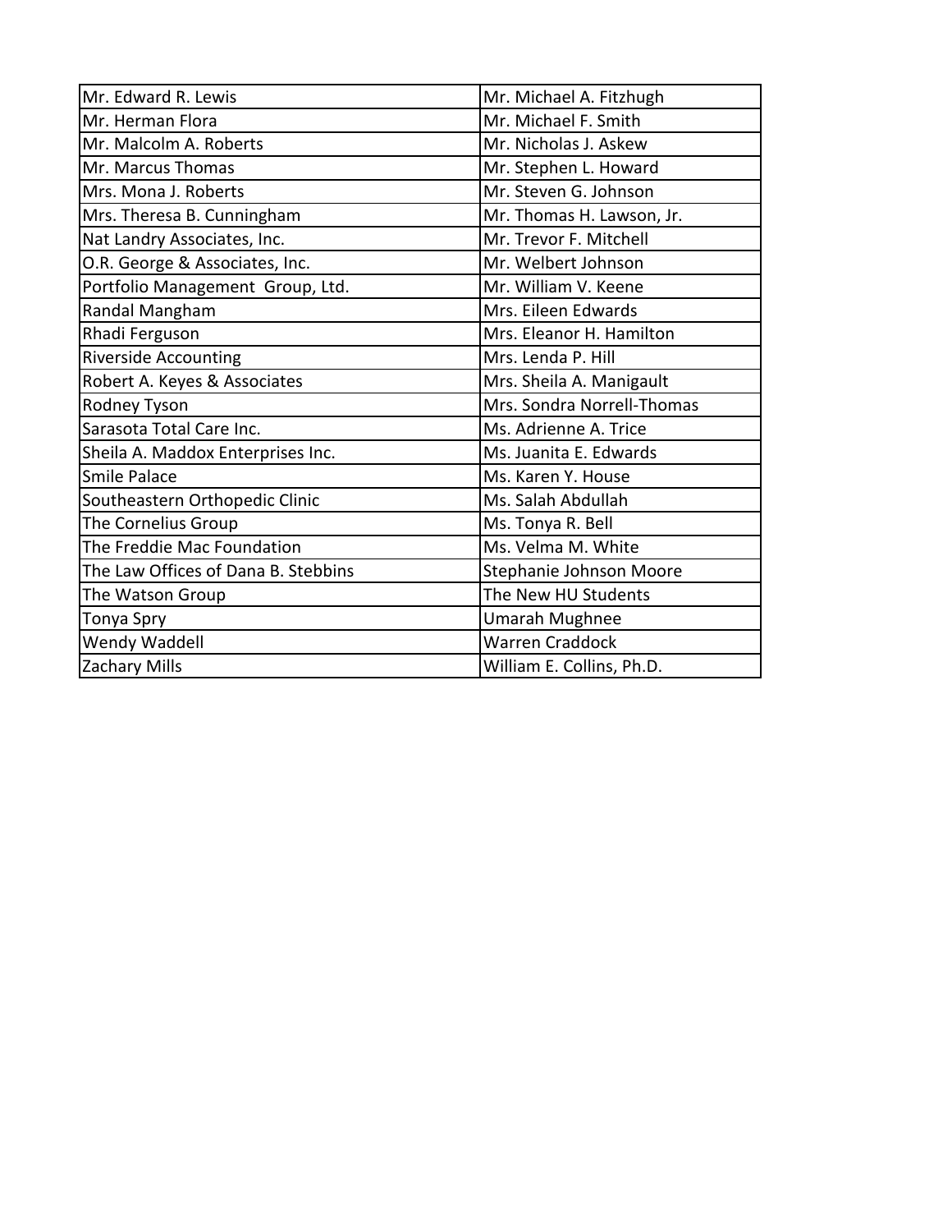| | |
|---|---|
| Mr. Edward R. Lewis | Mr. Michael A. Fitzhugh |
| Mr. Herman Flora | Mr. Michael F. Smith |
| Mr. Malcolm A. Roberts | Mr. Nicholas J. Askew |
| Mr. Marcus Thomas | Mr. Stephen L. Howard |
| Mrs. Mona J. Roberts | Mr. Steven G. Johnson |
| Mrs. Theresa B. Cunningham | Mr. Thomas H. Lawson, Jr. |
| Nat Landry Associates, Inc. | Mr. Trevor F. Mitchell |
| O.R. George & Associates, Inc. | Mr. Welbert Johnson |
| Portfolio Management Group, Ltd. | Mr. William V. Keene |
| Randal Mangham | Mrs. Eileen Edwards |
| Rhadi Ferguson | Mrs. Eleanor H. Hamilton |
| Riverside Accounting | Mrs. Lenda P. Hill |
| Robert A. Keyes & Associates | Mrs. Sheila A. Manigault |
| Rodney Tyson | Mrs. Sondra Norrell-Thomas |
| Sarasota Total Care Inc. | Ms. Adrienne A. Trice |
| Sheila A. Maddox Enterprises Inc. | Ms. Juanita E. Edwards |
| Smile Palace | Ms. Karen Y. House |
| Southeastern Orthopedic Clinic | Ms. Salah Abdullah |
| The Cornelius Group | Ms. Tonya R. Bell |
| The Freddie Mac Foundation | Ms. Velma M. White |
| The Law Offices of Dana B. Stebbins | Stephanie Johnson Moore |
| The Watson Group | The New HU Students |
| Tonya Spry | Umarah Mughnee |
| Wendy Waddell | Warren Craddock |
| Zachary Mills | William E. Collins, Ph.D. |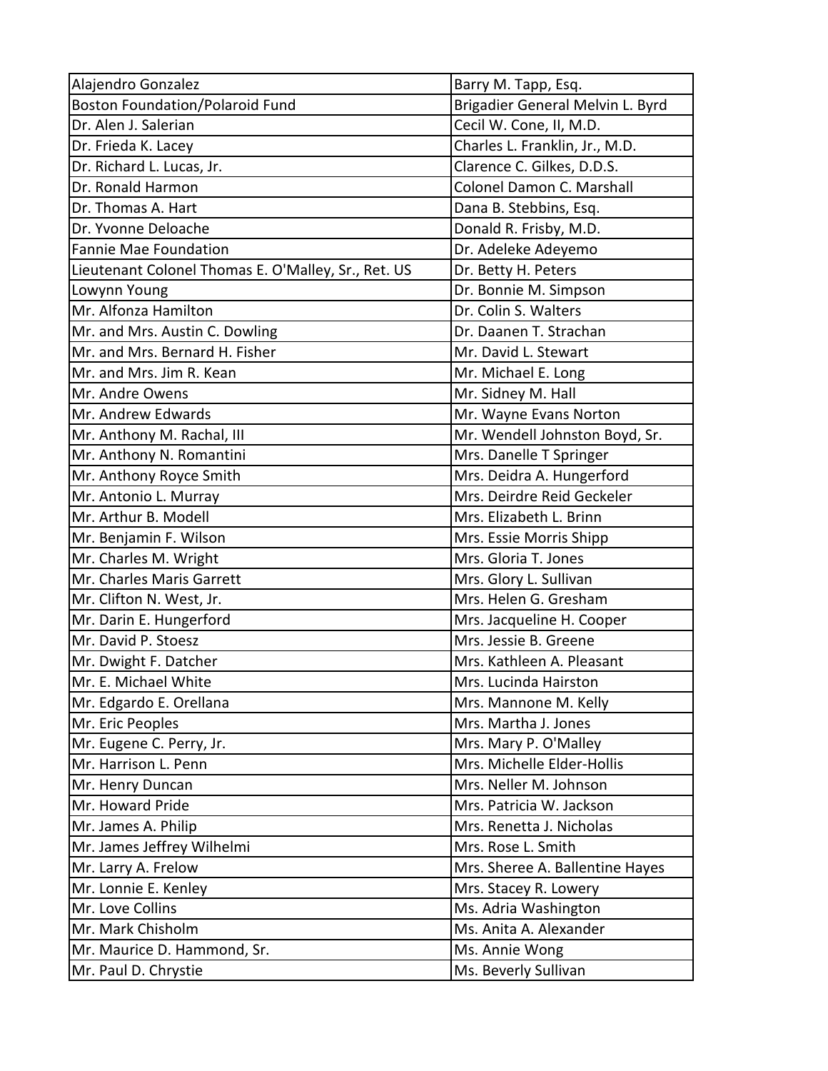| Alajendro Gonzalez | Barry M. Tapp, Esq. |
|---|---|
| Boston Foundation/Polaroid Fund | Brigadier General Melvin L. Byrd |
| Dr. Alen J. Salerian | Cecil W. Cone, II, M.D. |
| Dr. Frieda K. Lacey | Charles L. Franklin, Jr., M.D. |
| Dr. Richard L. Lucas, Jr. | Clarence C. Gilkes, D.D.S. |
| Dr. Ronald Harmon | Colonel Damon C. Marshall |
| Dr. Thomas A. Hart | Dana B. Stebbins, Esq. |
| Dr. Yvonne Deloache | Donald R. Frisby, M.D. |
| Fannie Mae Foundation | Dr. Adeleke Adeyemo |
| Lieutenant Colonel Thomas E. O'Malley, Sr., Ret. US | Dr. Betty H. Peters |
| Lowynn Young | Dr. Bonnie M. Simpson |
| Mr. Alfonza Hamilton | Dr. Colin S. Walters |
| Mr. and Mrs. Austin C. Dowling | Dr. Daanen T. Strachan |
| Mr. and Mrs. Bernard H. Fisher | Mr. David L. Stewart |
| Mr. and Mrs. Jim R. Kean | Mr. Michael E. Long |
| Mr. Andre Owens | Mr. Sidney M. Hall |
| Mr. Andrew Edwards | Mr. Wayne Evans Norton |
| Mr. Anthony M. Rachal, III | Mr. Wendell Johnston Boyd, Sr. |
| Mr. Anthony N. Romantini | Mrs. Danelle T Springer |
| Mr. Anthony Royce Smith | Mrs. Deidra A. Hungerford |
| Mr. Antonio L. Murray | Mrs. Deirdre Reid Geckeler |
| Mr. Arthur B. Modell | Mrs. Elizabeth L. Brinn |
| Mr. Benjamin F. Wilson | Mrs. Essie Morris Shipp |
| Mr. Charles M. Wright | Mrs. Gloria T. Jones |
| Mr. Charles Maris Garrett | Mrs. Glory L. Sullivan |
| Mr. Clifton N. West, Jr. | Mrs. Helen G. Gresham |
| Mr. Darin E. Hungerford | Mrs. Jacqueline H. Cooper |
| Mr. David P. Stoesz | Mrs. Jessie B. Greene |
| Mr. Dwight F. Datcher | Mrs. Kathleen A. Pleasant |
| Mr. E. Michael White | Mrs. Lucinda Hairston |
| Mr. Edgardo E. Orellana | Mrs. Mannone M. Kelly |
| Mr. Eric Peoples | Mrs. Martha J. Jones |
| Mr. Eugene C. Perry, Jr. | Mrs. Mary P. O'Malley |
| Mr. Harrison L. Penn | Mrs. Michelle Elder-Hollis |
| Mr. Henry Duncan | Mrs. Neller M. Johnson |
| Mr. Howard Pride | Mrs. Patricia W. Jackson |
| Mr. James A. Philip | Mrs. Renetta J. Nicholas |
| Mr. James Jeffrey Wilhelmi | Mrs. Rose L. Smith |
| Mr. Larry A. Frelow | Mrs. Sheree A. Ballentine Hayes |
| Mr. Lonnie E. Kenley | Mrs. Stacey R. Lowery |
| Mr. Love Collins | Ms. Adria Washington |
| Mr. Mark Chisholm | Ms. Anita A. Alexander |
| Mr. Maurice D. Hammond, Sr. | Ms. Annie Wong |
| Mr. Paul D. Chrystie | Ms. Beverly Sullivan |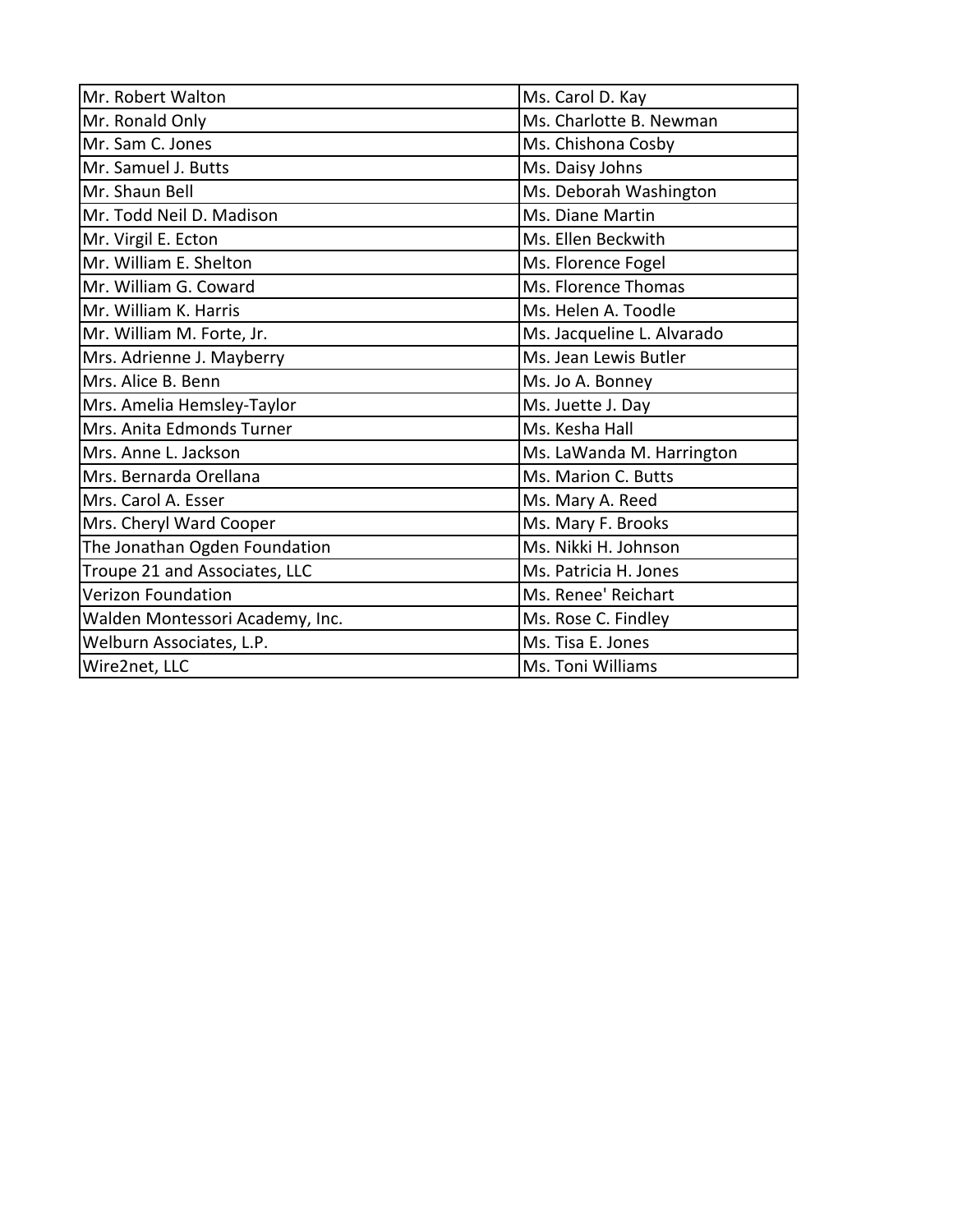| Mr. Robert Walton | Ms. Carol D. Kay |
|---|---|
| Mr. Ronald Only | Ms. Charlotte B. Newman |
| Mr. Sam C. Jones | Ms. Chishona Cosby |
| Mr. Samuel J. Butts | Ms. Daisy Johns |
| Mr. Shaun Bell | Ms. Deborah Washington |
| Mr. Todd Neil D. Madison | Ms. Diane Martin |
| Mr. Virgil E. Ecton | Ms. Ellen Beckwith |
| Mr. William E. Shelton | Ms. Florence Fogel |
| Mr. William G. Coward | Ms. Florence Thomas |
| Mr. William K. Harris | Ms. Helen A. Toodle |
| Mr. William M. Forte, Jr. | Ms. Jacqueline L. Alvarado |
| Mrs. Adrienne J. Mayberry | Ms. Jean Lewis Butler |
| Mrs. Alice B. Benn | Ms. Jo A. Bonney |
| Mrs. Amelia Hemsley-Taylor | Ms. Juette J. Day |
| Mrs. Anita Edmonds Turner | Ms. Kesha Hall |
| Mrs. Anne L. Jackson | Ms. LaWanda M. Harrington |
| Mrs. Bernarda Orellana | Ms. Marion C. Butts |
| Mrs. Carol A. Esser | Ms. Mary A. Reed |
| Mrs. Cheryl Ward Cooper | Ms. Mary F. Brooks |
| The Jonathan Ogden Foundation | Ms. Nikki H. Johnson |
| Troupe 21 and Associates, LLC | Ms. Patricia H. Jones |
| Verizon Foundation | Ms. Renee' Reichart |
| Walden Montessori Academy, Inc. | Ms. Rose C. Findley |
| Welburn Associates, L.P. | Ms. Tisa E. Jones |
| Wire2net, LLC | Ms. Toni Williams |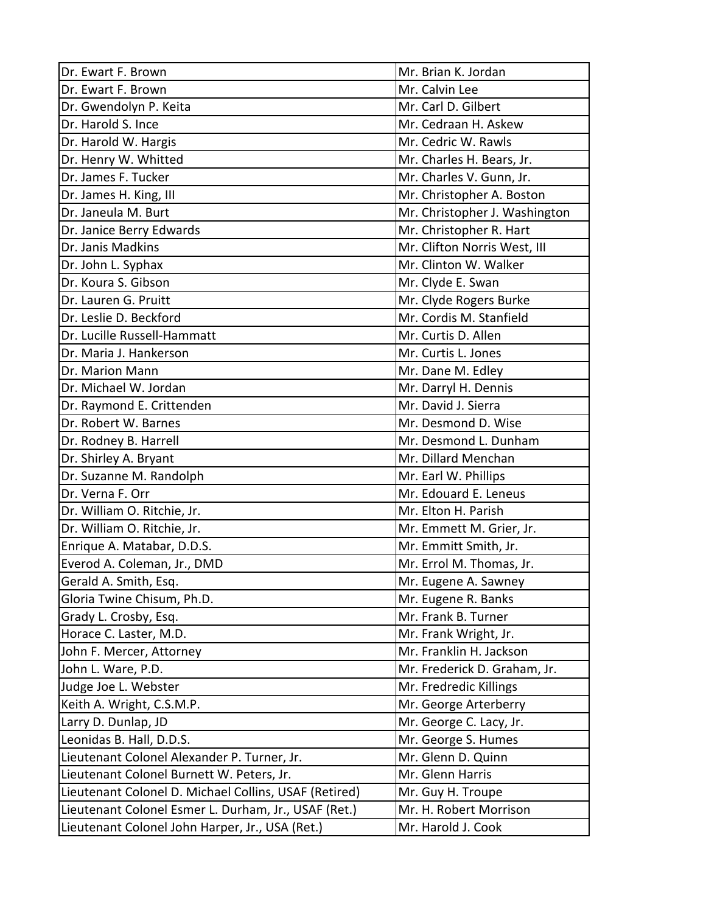| Dr. Ewart F. Brown | Mr. Brian K. Jordan |
|---|---|
| Dr. Ewart F. Brown | Mr. Calvin Lee |
| Dr. Gwendolyn P. Keita | Mr. Carl D. Gilbert |
| Dr. Harold S. Ince | Mr. Cedraan H. Askew |
| Dr. Harold W. Hargis | Mr. Cedric W. Rawls |
| Dr. Henry W. Whitted | Mr. Charles H. Bears, Jr. |
| Dr. James F. Tucker | Mr. Charles V. Gunn, Jr. |
| Dr. James H. King, III | Mr. Christopher A. Boston |
| Dr. Janeula M. Burt | Mr. Christopher J. Washington |
| Dr. Janice Berry Edwards | Mr. Christopher R. Hart |
| Dr. Janis Madkins | Mr. Clifton Norris West, III |
| Dr. John L. Syphax | Mr. Clinton W. Walker |
| Dr. Koura S. Gibson | Mr. Clyde E. Swan |
| Dr. Lauren G. Pruitt | Mr. Clyde Rogers Burke |
| Dr. Leslie D. Beckford | Mr. Cordis M. Stanfield |
| Dr. Lucille Russell-Hammatt | Mr. Curtis D. Allen |
| Dr. Maria J. Hankerson | Mr. Curtis L. Jones |
| Dr. Marion Mann | Mr. Dane M. Edley |
| Dr. Michael W. Jordan | Mr. Darryl H. Dennis |
| Dr. Raymond E. Crittenden | Mr. David J. Sierra |
| Dr. Robert W. Barnes | Mr. Desmond D. Wise |
| Dr. Rodney B. Harrell | Mr. Desmond L. Dunham |
| Dr. Shirley A. Bryant | Mr. Dillard Menchan |
| Dr. Suzanne M. Randolph | Mr. Earl W. Phillips |
| Dr. Verna F. Orr | Mr. Edouard E. Leneus |
| Dr. William O. Ritchie, Jr. | Mr. Elton H. Parish |
| Dr. William O. Ritchie, Jr. | Mr. Emmett M. Grier, Jr. |
| Enrique A. Matabar, D.D.S. | Mr. Emmitt Smith, Jr. |
| Everod A. Coleman, Jr., DMD | Mr. Errol M. Thomas, Jr. |
| Gerald A. Smith, Esq. | Mr. Eugene A. Sawney |
| Gloria Twine Chisum, Ph.D. | Mr. Eugene R. Banks |
| Grady L. Crosby, Esq. | Mr. Frank B. Turner |
| Horace C. Laster, M.D. | Mr. Frank Wright, Jr. |
| John F. Mercer, Attorney | Mr. Franklin H. Jackson |
| John L. Ware, P.D. | Mr. Frederick D. Graham, Jr. |
| Judge Joe L. Webster | Mr. Fredredic Killings |
| Keith A. Wright, C.S.M.P. | Mr. George Arterberry |
| Larry D. Dunlap, JD | Mr. George C. Lacy, Jr. |
| Leonidas B. Hall, D.D.S. | Mr. George S. Humes |
| Lieutenant Colonel Alexander P. Turner, Jr. | Mr. Glenn D. Quinn |
| Lieutenant Colonel Burnett W. Peters, Jr. | Mr. Glenn Harris |
| Lieutenant Colonel D. Michael Collins, USAF (Retired) | Mr. Guy H. Troupe |
| Lieutenant Colonel Esmer L. Durham, Jr., USAF (Ret.) | Mr. H. Robert Morrison |
| Lieutenant Colonel John Harper, Jr., USA (Ret.) | Mr. Harold J. Cook |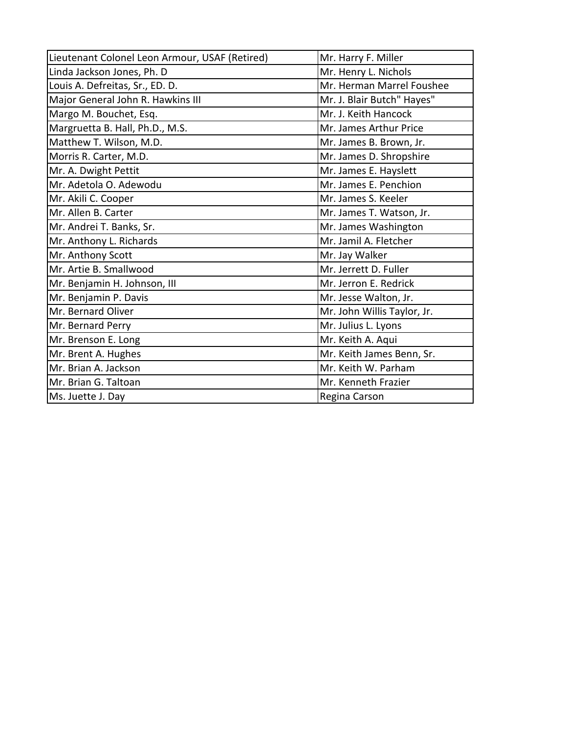| Lieutenant Colonel Leon Armour, USAF (Retired) | Mr. Harry F. Miller |
|---|---|
| Linda Jackson Jones, Ph. D | Mr. Henry L. Nichols |
| Louis A. Defreitas, Sr., ED. D. | Mr. Herman Marrel Foushee |
| Major General John R. Hawkins III | Mr. J. Blair Butch" Hayes" |
| Margo M. Bouchet, Esq. | Mr. J. Keith Hancock |
| Margruetta B. Hall, Ph.D., M.S. | Mr. James Arthur Price |
| Matthew T. Wilson, M.D. | Mr. James B. Brown, Jr. |
| Morris R. Carter, M.D. | Mr. James D. Shropshire |
| Mr. A. Dwight Pettit | Mr. James E. Hayslett |
| Mr. Adetola O. Adewodu | Mr. James E. Penchion |
| Mr. Akili C. Cooper | Mr. James S. Keeler |
| Mr. Allen B. Carter | Mr. James T. Watson, Jr. |
| Mr. Andrei T. Banks, Sr. | Mr. James Washington |
| Mr. Anthony L. Richards | Mr. Jamil A. Fletcher |
| Mr. Anthony Scott | Mr. Jay Walker |
| Mr. Artie B. Smallwood | Mr. Jerrett D. Fuller |
| Mr. Benjamin H. Johnson, III | Mr. Jerron E. Redrick |
| Mr. Benjamin P. Davis | Mr. Jesse Walton, Jr. |
| Mr. Bernard Oliver | Mr. John Willis Taylor, Jr. |
| Mr. Bernard Perry | Mr. Julius L. Lyons |
| Mr. Brenson E. Long | Mr. Keith A. Aqui |
| Mr. Brent A. Hughes | Mr. Keith James Benn, Sr. |
| Mr. Brian A. Jackson | Mr. Keith W. Parham |
| Mr. Brian G. Taltoan | Mr. Kenneth Frazier |
| Ms. Juette J. Day | Regina Carson |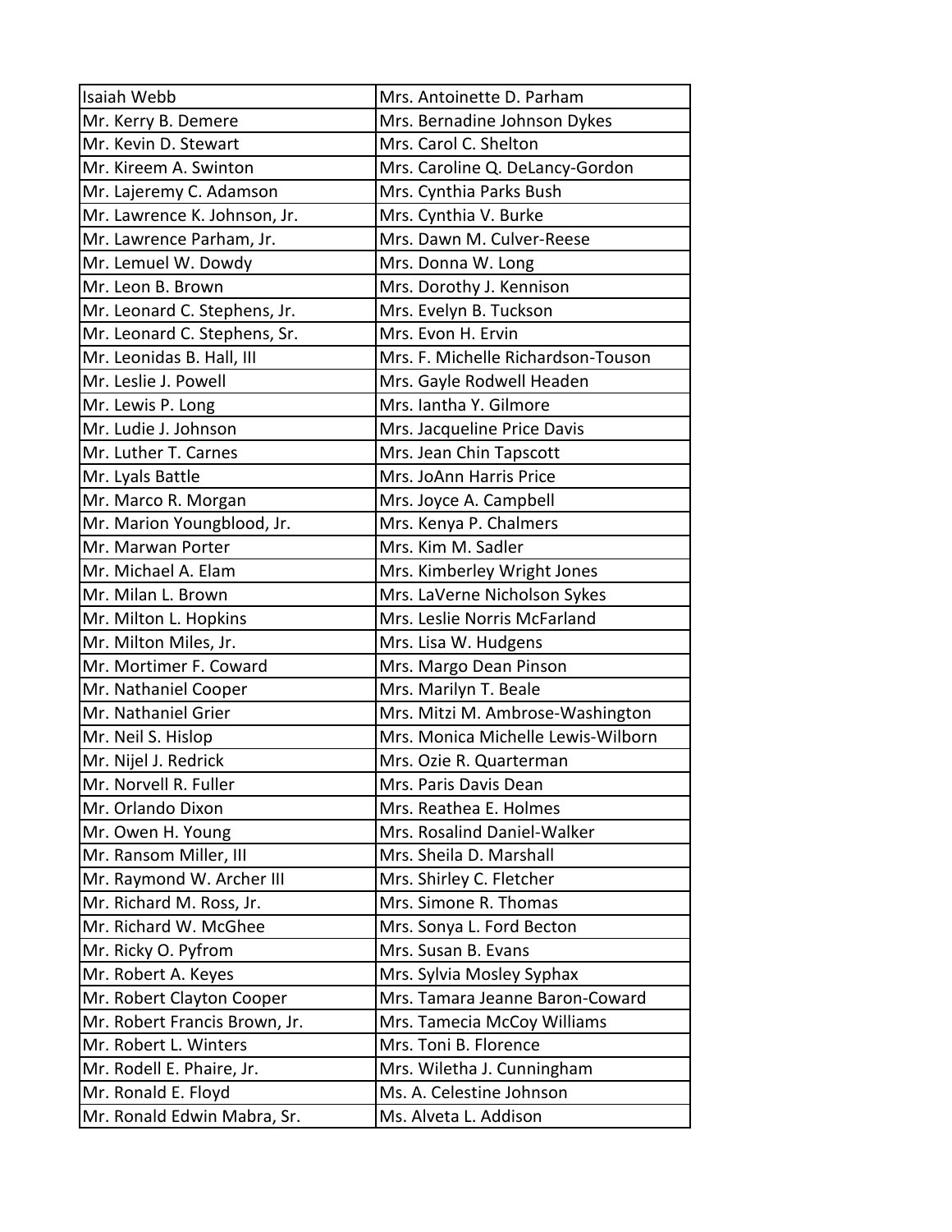| Isaiah Webb | Mrs. Antoinette D. Parham |
|---|---|
| Mr. Kerry B. Demere | Mrs. Bernadine Johnson Dykes |
| Mr. Kevin D. Stewart | Mrs. Carol C. Shelton |
| Mr. Kireem A. Swinton | Mrs. Caroline Q. DeLancy-Gordon |
| Mr. Lajeremy C. Adamson | Mrs. Cynthia Parks Bush |
| Mr. Lawrence K. Johnson, Jr. | Mrs. Cynthia V. Burke |
| Mr. Lawrence Parham, Jr. | Mrs. Dawn M. Culver-Reese |
| Mr. Lemuel W. Dowdy | Mrs. Donna W. Long |
| Mr. Leon B. Brown | Mrs. Dorothy J. Kennison |
| Mr. Leonard C. Stephens, Jr. | Mrs. Evelyn B. Tuckson |
| Mr. Leonard C. Stephens, Sr. | Mrs. Evon H. Ervin |
| Mr. Leonidas B. Hall, III | Mrs. F. Michelle Richardson-Touson |
| Mr. Leslie J. Powell | Mrs. Gayle Rodwell Headen |
| Mr. Lewis P. Long | Mrs. Iantha Y. Gilmore |
| Mr. Ludie J. Johnson | Mrs. Jacqueline Price Davis |
| Mr. Luther T. Carnes | Mrs. Jean Chin Tapscott |
| Mr. Lyals Battle | Mrs. JoAnn Harris Price |
| Mr. Marco R. Morgan | Mrs. Joyce A. Campbell |
| Mr. Marion Youngblood, Jr. | Mrs. Kenya P. Chalmers |
| Mr. Marwan Porter | Mrs. Kim M. Sadler |
| Mr. Michael A. Elam | Mrs. Kimberley Wright Jones |
| Mr. Milan L. Brown | Mrs. LaVerne Nicholson Sykes |
| Mr. Milton L. Hopkins | Mrs. Leslie Norris McFarland |
| Mr. Milton Miles, Jr. | Mrs. Lisa W. Hudgens |
| Mr. Mortimer F. Coward | Mrs. Margo Dean Pinson |
| Mr. Nathaniel Cooper | Mrs. Marilyn T. Beale |
| Mr. Nathaniel Grier | Mrs. Mitzi M. Ambrose-Washington |
| Mr. Neil S. Hislop | Mrs. Monica Michelle Lewis-Wilborn |
| Mr. Nijel J. Redrick | Mrs. Ozie R. Quarterman |
| Mr. Norvell R. Fuller | Mrs. Paris Davis Dean |
| Mr. Orlando Dixon | Mrs. Reathea E. Holmes |
| Mr. Owen H. Young | Mrs. Rosalind Daniel-Walker |
| Mr. Ransom Miller, III | Mrs. Sheila D. Marshall |
| Mr. Raymond W. Archer III | Mrs. Shirley C. Fletcher |
| Mr. Richard M. Ross, Jr. | Mrs. Simone R. Thomas |
| Mr. Richard W. McGhee | Mrs. Sonya L. Ford Becton |
| Mr. Ricky O. Pyfrom | Mrs. Susan B. Evans |
| Mr. Robert A. Keyes | Mrs. Sylvia Mosley Syphax |
| Mr. Robert Clayton Cooper | Mrs. Tamara Jeanne Baron-Coward |
| Mr. Robert Francis Brown, Jr. | Mrs. Tamecia McCoy Williams |
| Mr. Robert L. Winters | Mrs. Toni B. Florence |
| Mr. Rodell E. Phaire, Jr. | Mrs. Wiletha J. Cunningham |
| Mr. Ronald E. Floyd | Ms. A. Celestine Johnson |
| Mr. Ronald Edwin Mabra, Sr. | Ms. Alveta L. Addison |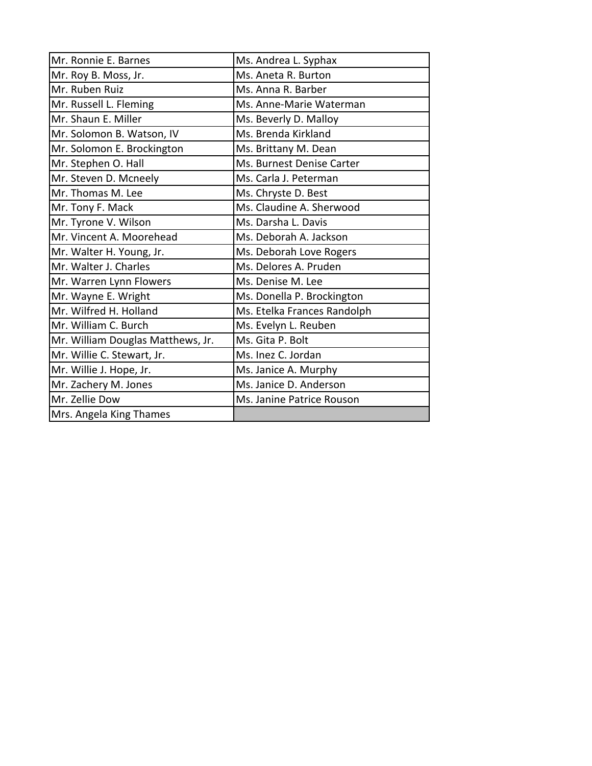| | |
|---|---|
| Mr. Ronnie E. Barnes | Ms. Andrea L. Syphax |
| Mr. Roy B. Moss, Jr. | Ms. Aneta R. Burton |
| Mr. Ruben Ruiz | Ms. Anna R. Barber |
| Mr. Russell L. Fleming | Ms. Anne-Marie Waterman |
| Mr. Shaun E. Miller | Ms. Beverly D. Malloy |
| Mr. Solomon B. Watson, IV | Ms. Brenda Kirkland |
| Mr. Solomon E. Brockington | Ms. Brittany M. Dean |
| Mr. Stephen O. Hall | Ms. Burnest Denise Carter |
| Mr. Steven D. Mcneely | Ms. Carla J. Peterman |
| Mr. Thomas M. Lee | Ms. Chryste D. Best |
| Mr. Tony F. Mack | Ms. Claudine A. Sherwood |
| Mr. Tyrone V. Wilson | Ms. Darsha L. Davis |
| Mr. Vincent A. Moorehead | Ms. Deborah A. Jackson |
| Mr. Walter H. Young, Jr. | Ms. Deborah Love Rogers |
| Mr. Walter J. Charles | Ms. Delores A. Pruden |
| Mr. Warren Lynn Flowers | Ms. Denise M. Lee |
| Mr. Wayne E. Wright | Ms. Donella P. Brockington |
| Mr. Wilfred H. Holland | Ms. Etelka Frances Randolph |
| Mr. William C. Burch | Ms. Evelyn L. Reuben |
| Mr. William Douglas Matthews, Jr. | Ms. Gita P. Bolt |
| Mr. Willie C. Stewart, Jr. | Ms. Inez C. Jordan |
| Mr. Willie J. Hope, Jr. | Ms. Janice A. Murphy |
| Mr. Zachery M. Jones | Ms. Janice D. Anderson |
| Mr. Zellie Dow | Ms. Janine Patrice Rouson |
| Mrs. Angela King Thames | |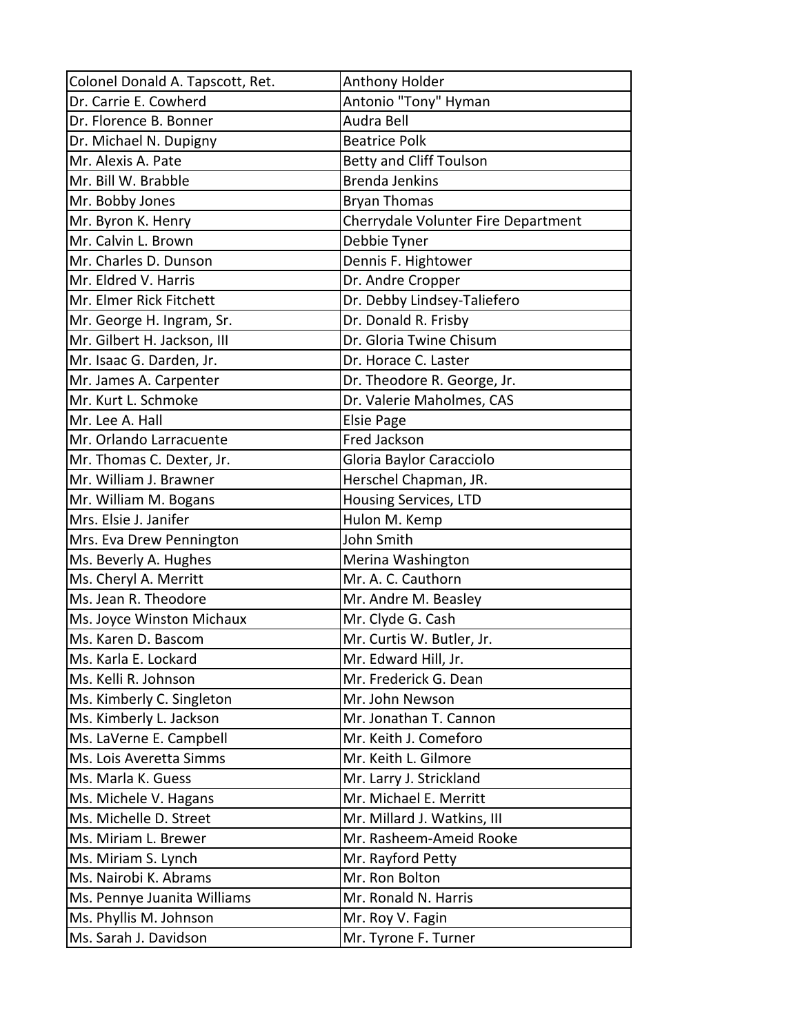| Colonel Donald A. Tapscott, Ret. | Anthony Holder |
|---|---|
| Dr. Carrie E. Cowherd | Antonio "Tony" Hyman |
| Dr. Florence B. Bonner | Audra Bell |
| Dr. Michael N. Dupigny | Beatrice Polk |
| Mr. Alexis A. Pate | Betty and Cliff Toulson |
| Mr. Bill W. Brabble | Brenda Jenkins |
| Mr. Bobby Jones | Bryan Thomas |
| Mr. Byron K. Henry | Cherrydale Volunter Fire Department |
| Mr. Calvin L. Brown | Debbie Tyner |
| Mr. Charles D. Dunson | Dennis F. Hightower |
| Mr. Eldred V. Harris | Dr. Andre Cropper |
| Mr. Elmer Rick Fitchett | Dr. Debby Lindsey-Taliefero |
| Mr. George H. Ingram, Sr. | Dr. Donald R. Frisby |
| Mr. Gilbert H. Jackson, III | Dr. Gloria Twine Chisum |
| Mr. Isaac G. Darden, Jr. | Dr. Horace C. Laster |
| Mr. James A. Carpenter | Dr. Theodore R. George, Jr. |
| Mr. Kurt L. Schmoke | Dr. Valerie Maholmes, CAS |
| Mr. Lee A. Hall | Elsie Page |
| Mr. Orlando Larracuente | Fred Jackson |
| Mr. Thomas C. Dexter, Jr. | Gloria Baylor Caracciolo |
| Mr. William J. Brawner | Herschel Chapman, JR. |
| Mr. William M. Bogans | Housing Services, LTD |
| Mrs. Elsie J. Janifer | Hulon M. Kemp |
| Mrs. Eva Drew Pennington | John Smith |
| Ms. Beverly A. Hughes | Merina Washington |
| Ms. Cheryl A. Merritt | Mr. A. C. Cauthorn |
| Ms. Jean R. Theodore | Mr. Andre M. Beasley |
| Ms. Joyce Winston Michaux | Mr. Clyde G. Cash |
| Ms. Karen D. Bascom | Mr. Curtis W. Butler, Jr. |
| Ms. Karla E. Lockard | Mr. Edward Hill, Jr. |
| Ms. Kelli R. Johnson | Mr. Frederick G. Dean |
| Ms. Kimberly C. Singleton | Mr. John Newson |
| Ms. Kimberly L. Jackson | Mr. Jonathan T. Cannon |
| Ms. LaVerne E. Campbell | Mr. Keith J. Comeforo |
| Ms. Lois Averetta Simms | Mr. Keith L. Gilmore |
| Ms. Marla K. Guess | Mr. Larry J. Strickland |
| Ms. Michele V. Hagans | Mr. Michael E. Merritt |
| Ms. Michelle D. Street | Mr. Millard J. Watkins, III |
| Ms. Miriam L. Brewer | Mr. Rasheem-Ameid Rooke |
| Ms. Miriam S. Lynch | Mr. Rayford Petty |
| Ms. Nairobi K. Abrams | Mr. Ron Bolton |
| Ms. Pennye Juanita Williams | Mr. Ronald N. Harris |
| Ms. Phyllis M. Johnson | Mr. Roy V. Fagin |
| Ms. Sarah J. Davidson | Mr. Tyrone F. Turner |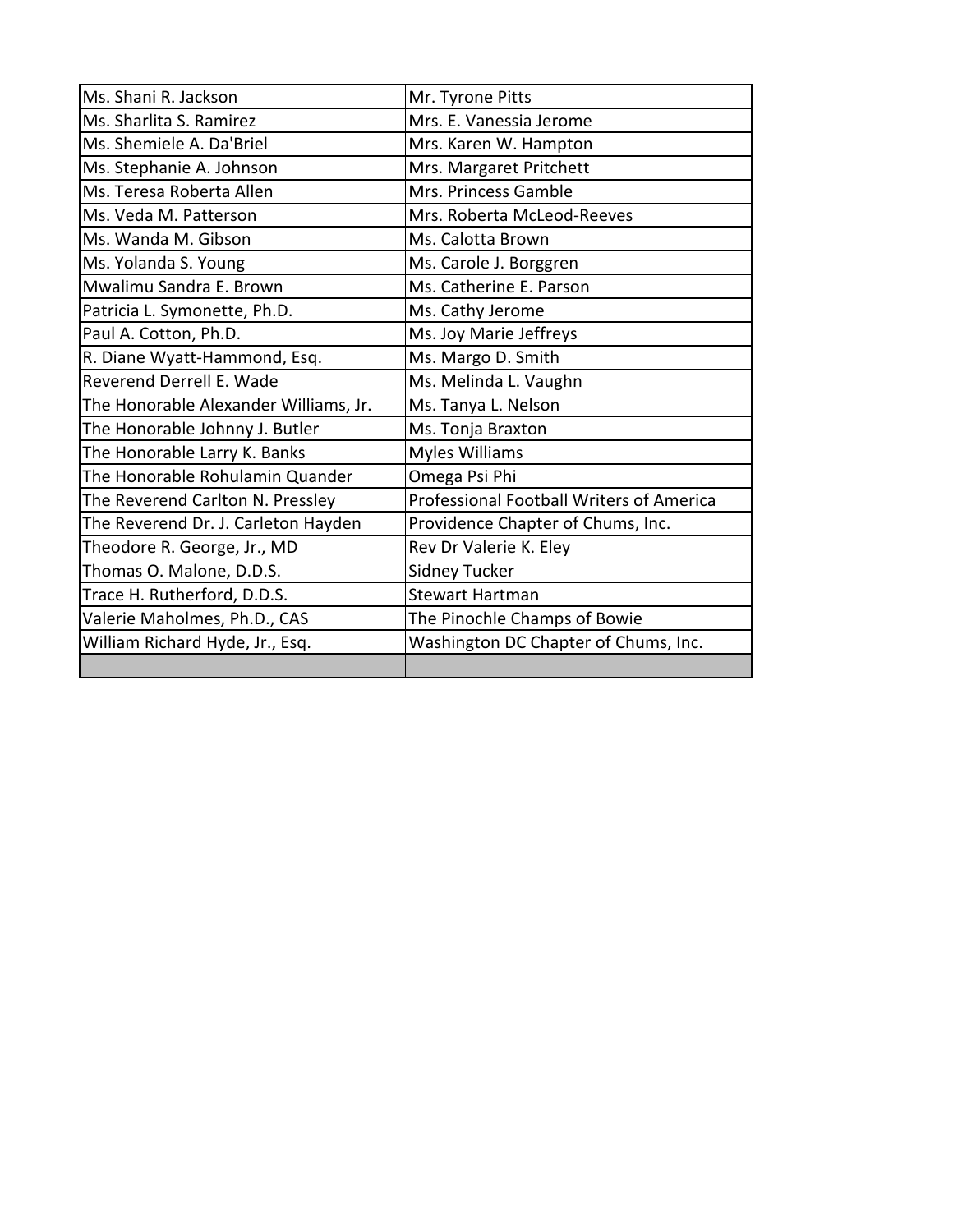| | |
|---|---|
| Ms. Shani R. Jackson | Mr. Tyrone Pitts |
| Ms. Sharlita S. Ramirez | Mrs. E. Vanessia Jerome |
| Ms. Shemiele A. Da'Briel | Mrs. Karen W. Hampton |
| Ms. Stephanie A. Johnson | Mrs. Margaret Pritchett |
| Ms. Teresa Roberta Allen | Mrs. Princess Gamble |
| Ms. Veda M. Patterson | Mrs. Roberta McLeod-Reeves |
| Ms. Wanda M. Gibson | Ms. Calotta Brown |
| Ms. Yolanda S. Young | Ms. Carole J. Borggren |
| Mwalimu Sandra E. Brown | Ms. Catherine E. Parson |
| Patricia L. Symonette, Ph.D. | Ms. Cathy Jerome |
| Paul A. Cotton, Ph.D. | Ms. Joy Marie Jeffreys |
| R. Diane Wyatt-Hammond, Esq. | Ms. Margo D. Smith |
| Reverend Derrell E. Wade | Ms. Melinda L. Vaughn |
| The Honorable Alexander Williams, Jr. | Ms. Tanya L. Nelson |
| The Honorable Johnny J. Butler | Ms. Tonja Braxton |
| The Honorable Larry K. Banks | Myles Williams |
| The Honorable Rohulamin Quander | Omega Psi Phi |
| The Reverend Carlton N. Pressley | Professional Football Writers of America |
| The Reverend Dr. J. Carleton Hayden | Providence Chapter of Chums, Inc. |
| Theodore R. George, Jr., MD | Rev Dr Valerie K. Eley |
| Thomas O. Malone, D.D.S. | Sidney Tucker |
| Trace H. Rutherford, D.D.S. | Stewart Hartman |
| Valerie Maholmes, Ph.D., CAS | The Pinochle Champs of Bowie |
| William Richard Hyde, Jr., Esq. | Washington DC Chapter of Chums, Inc. |
| | |